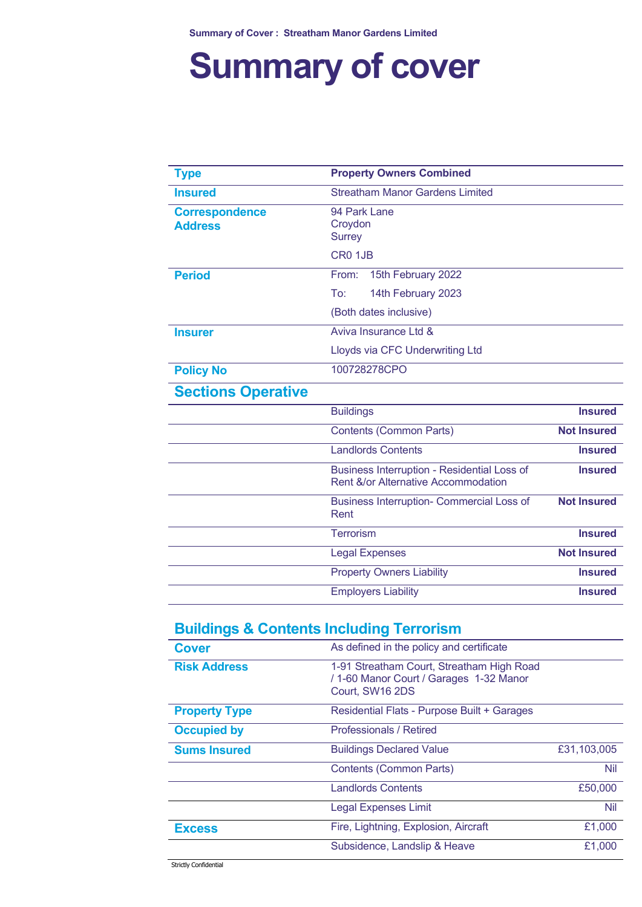# Summary of cover

| | |
|---|---|
| **Type** | **Property Owners Combined** |
| **Insured** | Streatham Manor Gardens Limited |
| **Correspondence Address** | 94 Park Lane<br>Croydon<br>Surrey<br>CR0 1JB |
| **Period** | From: 15th February 2022<br>To: 14th February 2023<br>(Both dates inclusive) |
| **Insurer** | Aviva Insurance Ltd &<br>Lloyds via CFC Underwriting Ltd |
| **Policy No** | 100728278CPO |

## Sections Operative

| | | |
|---|---|---|
| | Buildings | **Insured** |
| | Contents (Common Parts) | **Not Insured** |
| | Landlords Contents | **Insured** |
| | Business Interruption - Residential Loss of Rent &/or Alternative Accommodation | **Insured** |
| | Business Interruption- Commercial Loss of Rent | **Not Insured** |
| | Terrorism | **Insured** |
| | Legal Expenses | **Not Insured** |
| | Property Owners Liability | **Insured** |
| | Employers Liability | **Insured** |

## Buildings & Contents Including Terrorism

| | | |
|---|---|---|
| **Cover** | As defined in the policy and certificate | |
| **Risk Address** | 1-91 Streatham Court, Streatham High Road / 1-60 Manor Court / Garages 1-32 Manor Court, SW16 2DS | |
| **Property Type** | Residential Flats - Purpose Built + Garages | |
| **Occupied by** | Professionals / Retired | |
| **Sums Insured** | Buildings Declared Value | £31,103,005 |
| | Contents (Common Parts) | Nil |
| | Landlords Contents | £50,000 |
| | Legal Expenses Limit | Nil |
| **Excess** | Fire, Lightning, Explosion, Aircraft | £1,000 |
| | Subsidence, Landslip & Heave | £1,000 |

Strictly Confidential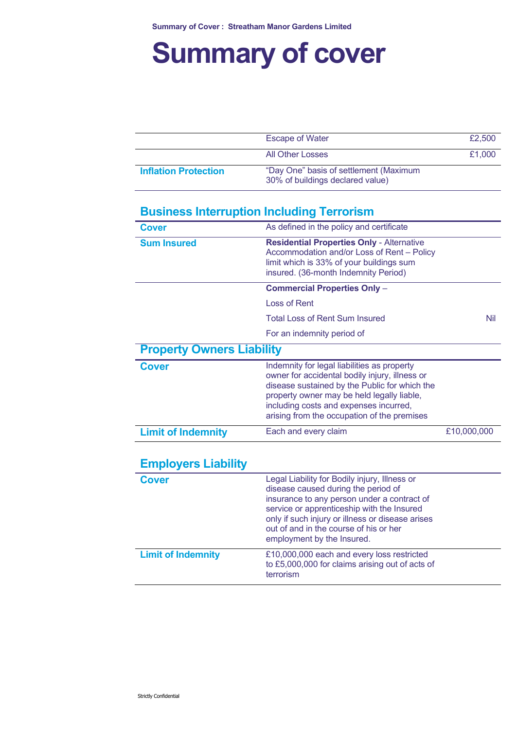# Summary of cover

| | | |
|---|---|---|
| | Escape of Water | £2,500 |
| | All Other Losses | £1,000 |
| **Inflation Protection** | "Day One" basis of settlement (Maximum 30% of buildings declared value) | |

## Business Interruption Including Terrorism

| | | |
|---|---|---|
| **Cover** | As defined in the policy and certificate | |
| **Sum Insured** | **Residential Properties Only** - Alternative Accommodation and/or Loss of Rent – Policy limit which is 33% of your buildings sum insured. (36-month Indemnity Period) | |
| | **Commercial Properties Only** – | |
| | Loss of Rent | |
| | Total Loss of Rent Sum Insured | Nil |
| | For an indemnity period of | |

## Property Owners Liability

| | | |
|---|---|---|
| **Cover** | Indemnity for legal liabilities as property owner for accidental bodily injury, illness or disease sustained by the Public for which the property owner may be held legally liable, including costs and expenses incurred, arising from the occupation of the premises | |
| **Limit of Indemnity** | Each and every claim | £10,000,000 |

## Employers Liability

| | |
|---|---|
| **Cover** | Legal Liability for Bodily injury, Illness or disease caused during the period of insurance to any person under a contract of service or apprenticeship with the Insured only if such injury or illness or disease arises out of and in the course of his or her employment by the Insured. |
| **Limit of Indemnity** | £10,000,000 each and every loss restricted to £5,000,000 for claims arising out of acts of terrorism |

Strictly Confidential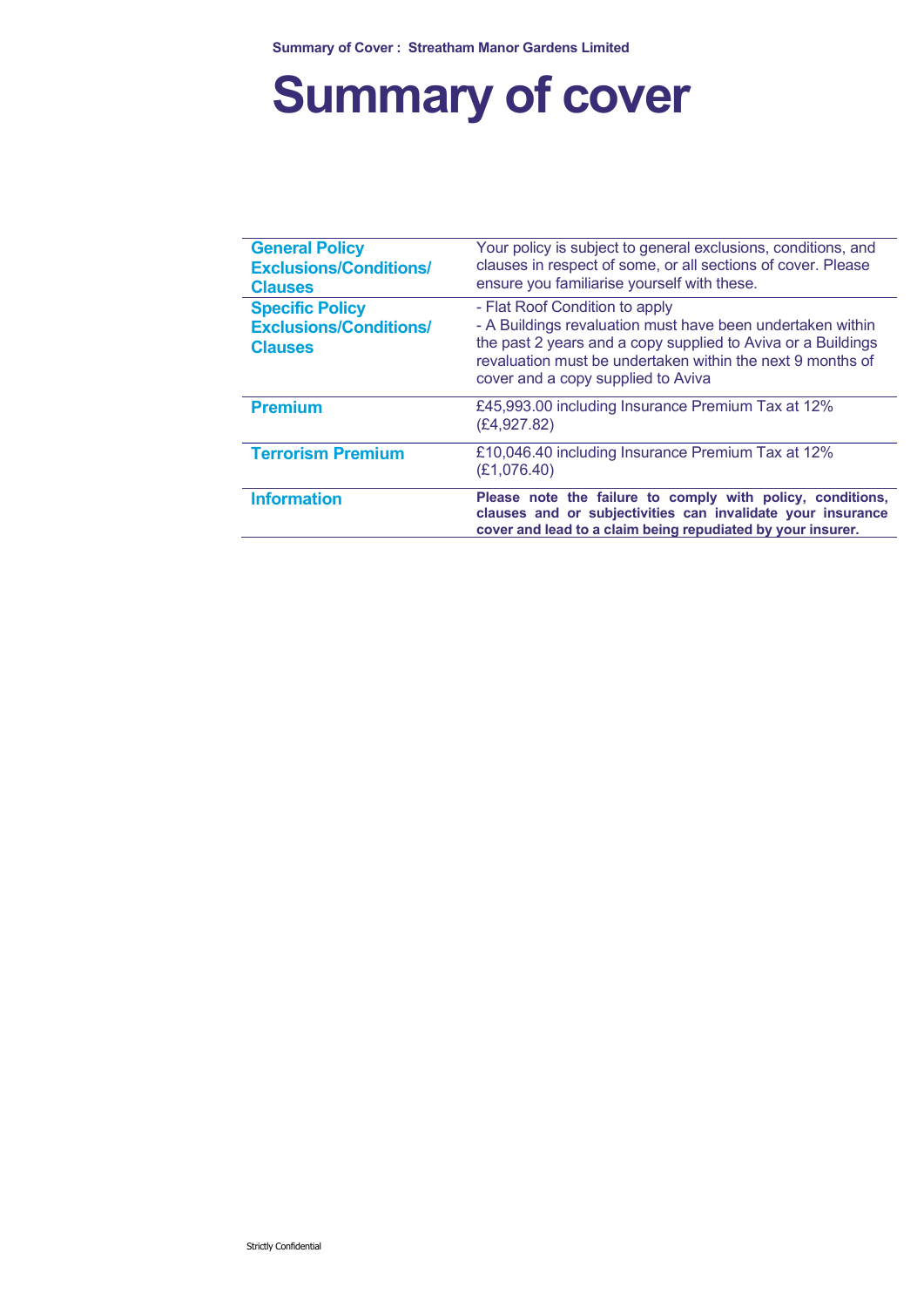# Summary of cover

| | |
|---|---|
| **General Policy Exclusions/Conditions/ Clauses** | Your policy is subject to general exclusions, conditions, and clauses in respect of some, or all sections of cover. Please ensure you familiarise yourself with these. |
| **Specific Policy Exclusions/Conditions/ Clauses** | - Flat Roof Condition to apply<br>- A Buildings revaluation must have been undertaken within the past 2 years and a copy supplied to Aviva or a Buildings revaluation must be undertaken within the next 9 months of cover and a copy supplied to Aviva |
| **Premium** | £45,993.00 including Insurance Premium Tax at 12% (£4,927.82) |
| **Terrorism Premium** | £10,046.40 including Insurance Premium Tax at 12% (£1,076.40) |
| **Information** | **Please note the failure to comply with policy, conditions, clauses and or subjectivities can invalidate your insurance cover and lead to a claim being repudiated by your insurer.** |

Strictly Confidential